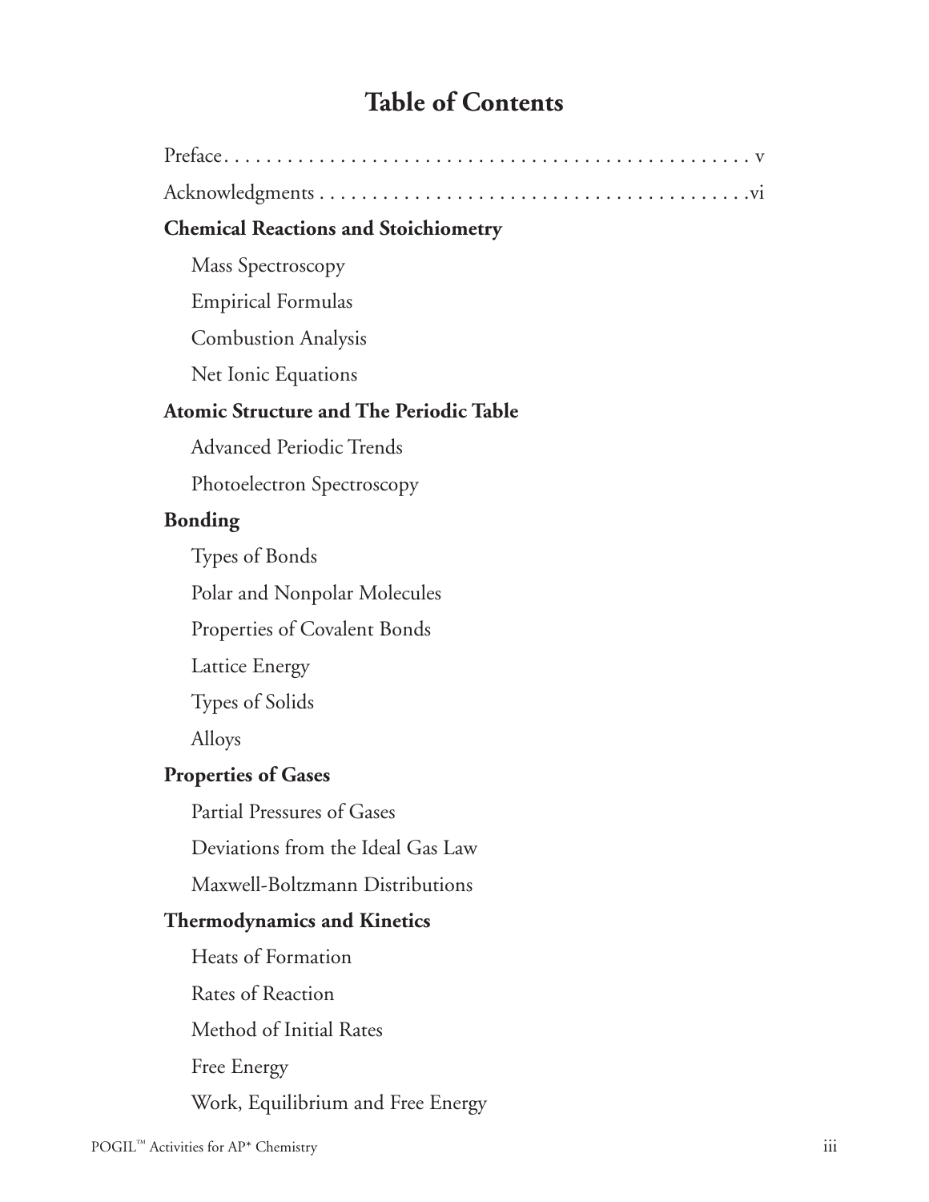# Table of Contents

Preface . . . . . . . . . . . . . . . . . . . . . . . . . . . . . . . . . . . . . . . . . . . . . . . . . . v

Acknowledgments . . . . . . . . . . . . . . . . . . . . . . . . . . . . . . . . . . . . . . . . . .vi

**Chemical Reactions and Stoichiometry**

- Mass Spectroscopy
- Empirical Formulas
- Combustion Analysis
- Net Ionic Equations

**Atomic Structure and The Periodic Table**

- Advanced Periodic Trends
- Photoelectron Spectroscopy

**Bonding**

- Types of Bonds
- Polar and Nonpolar Molecules
- Properties of Covalent Bonds
- Lattice Energy
- Types of Solids
- Alloys

**Properties of Gases**

- Partial Pressures of Gases
- Deviations from the Ideal Gas Law
- Maxwell-Boltzmann Distributions

**Thermodynamics and Kinetics**

- Heats of Formation
- Rates of Reaction
- Method of Initial Rates
- Free Energy
- Work, Equilibrium and Free Energy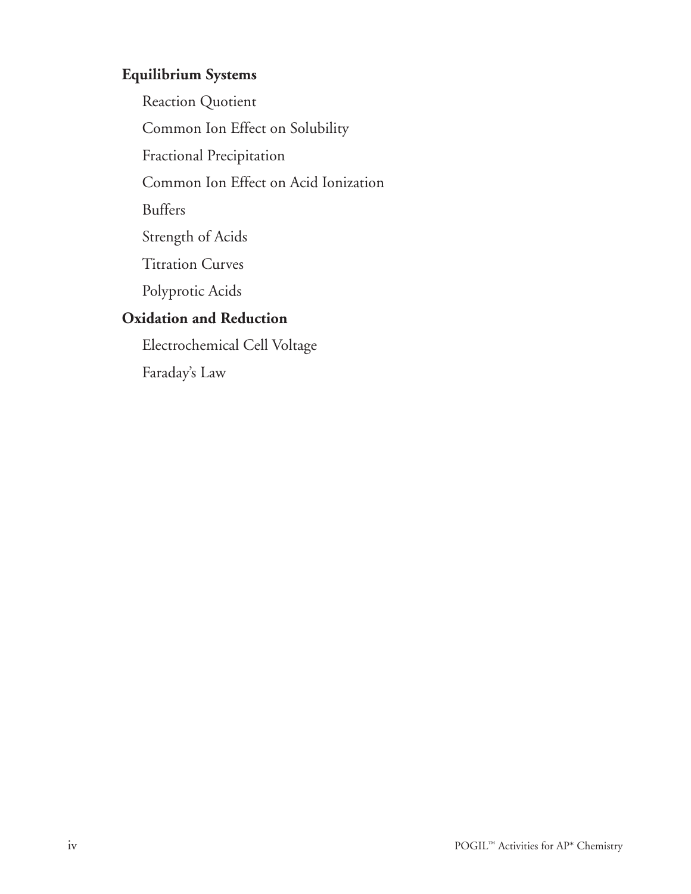**Equilibrium Systems**

- Reaction Quotient
- Common Ion Effect on Solubility
- Fractional Precipitation
- Common Ion Effect on Acid Ionization
- Buffers
- Strength of Acids
- Titration Curves
- Polyprotic Acids

**Oxidation and Reduction**

- Electrochemical Cell Voltage
- Faraday's Law